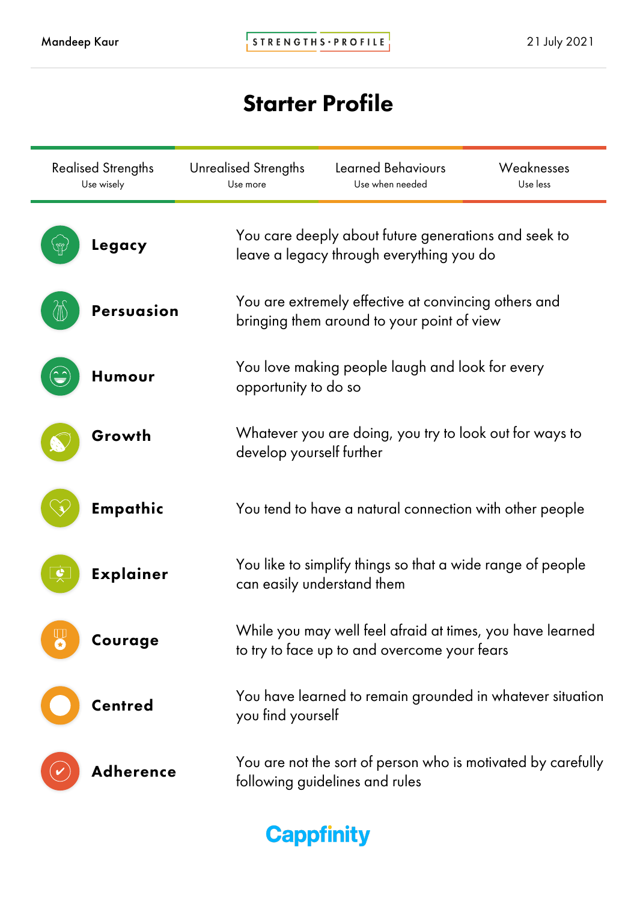Mandeep Kaur

STRENGTHS·PROFILE

21 July 2021

# Starter Profile

| Realised Strengths | Unrealised Strengths | Learned Behaviours | Weaknesses |
|---|---|---|---|
| Use wisely | Use more | Use when needed | Use less |

**Legacy**

You care deeply about future generations and seek to leave a legacy through everything you do

**Persuasion**

You are extremely effective at convincing others and bringing them around to your point of view

**Humour**

You love making people laugh and look for every opportunity to do so

**Growth**

Whatever you are doing, you try to look out for ways to develop yourself further

**Empathic**

You tend to have a natural connection with other people

**Explainer**

You like to simplify things so that a wide range of people can easily understand them

**Courage**

While you may well feel afraid at times, you have learned to try to face up to and overcome your fears

**Centred**

You have learned to remain grounded in whatever situation you find yourself

**Adherence**

You are not the sort of person who is motivated by carefully following guidelines and rules

Cappfinity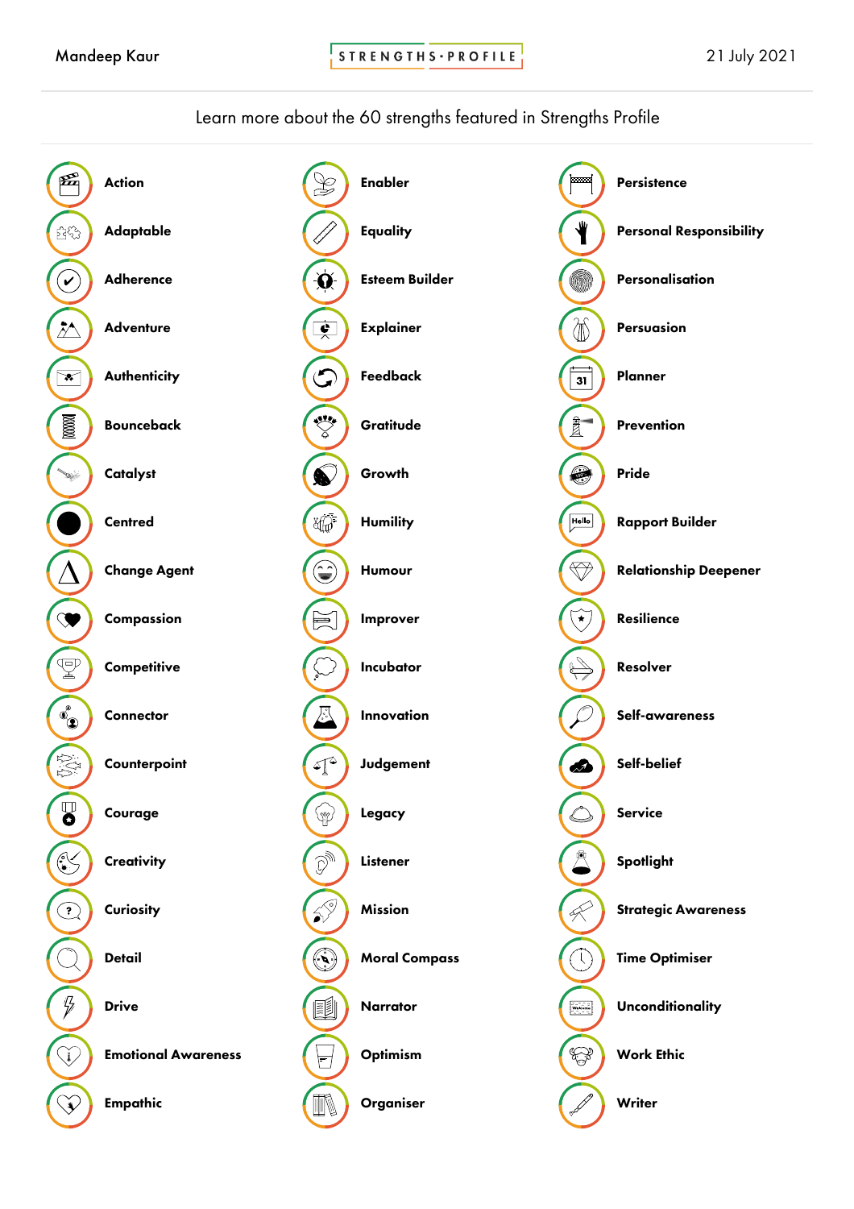Mandeep Kaur | STRENGTHS·PROFILE | 21 July 2021

Learn more about the 60 strengths featured in Strengths Profile

**Action**

**Adaptable**

**Adherence**

**Adventure**

**Authenticity**

**Bounceback**

**Catalyst**

**Centred**

**Change Agent**

**Compassion**

**Competitive**

**Connector**

**Counterpoint**

**Courage**

**Creativity**

**Curiosity**

**Detail**

**Drive**

**Emotional Awareness**

**Empathic**

**Enabler**

**Equality**

**Esteem Builder**

**Explainer**

**Feedback**

**Gratitude**

**Growth**

**Humility**

**Humour**

**Improver**

**Incubator**

**Innovation**

**Judgement**

**Legacy**

**Listener**

**Mission**

**Moral Compass**

**Narrator**

**Optimism**

**Organiser**

**Persistence**

**Personal Responsibility**

**Personalisation**

**Persuasion**

**Planner**

**Prevention**

**Pride**

**Rapport Builder**

**Relationship Deepener**

**Resilience**

**Resolver**

**Self-awareness**

**Self-belief**

**Service**

**Spotlight**

**Strategic Awareness**

**Time Optimiser**

**Unconditionality**

**Work Ethic**

**Writer**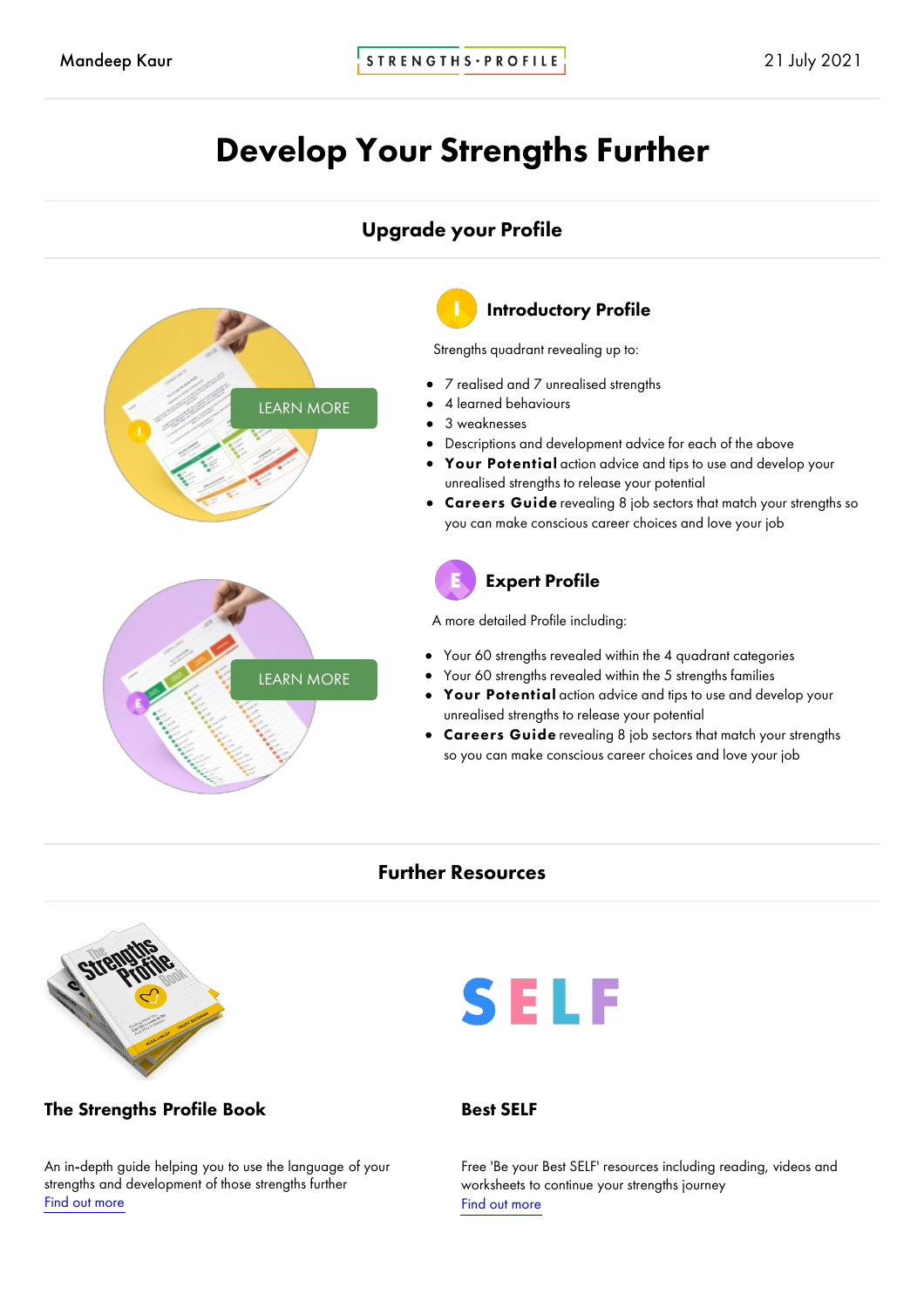# Develop Your Strengths Further

## Upgrade your Profile

LEARN MORE

### Introductory Profile

Strengths quadrant revealing up to:

- 7 realised and 7 unrealised strengths
- 4 learned behaviours
- 3 weaknesses
- Descriptions and development advice for each of the above
- **Your Potential** action advice and tips to use and develop your unrealised strengths to release your potential
- **Careers Guide** revealing 8 job sectors that match your strengths so you can make conscious career choices and love your job

LEARN MORE

### Expert Profile

A more detailed Profile including:

- Your 60 strengths revealed within the 4 quadrant categories
- Your 60 strengths revealed within the 5 strengths families
- **Your Potential** action advice and tips to use and develop your unrealised strengths to release your potential
- **Careers Guide** revealing 8 job sectors that match your strengths so you can make conscious career choices and love your job

## Further Resources

### The Strengths Profile Book

An in-depth guide helping you to use the language of your strengths and development of those strengths further

Find out more

### Best SELF

Free 'Be your Best SELF' resources including reading, videos and worksheets to continue your strengths journey

Find out more